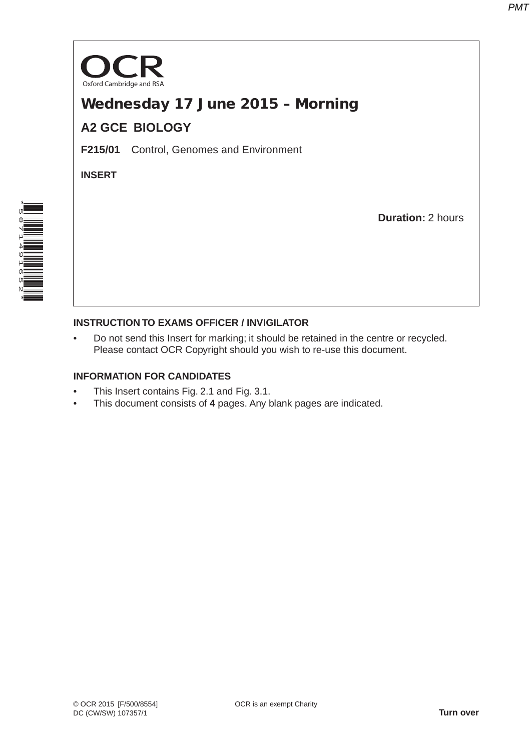OCR
Oxford Cambridge and RSA

# Wednesday 17 June 2015 – Morning

## A2 GCE BIOLOGY

**F215/01** Control, Genomes and Environment

**INSERT**

**Duration:** 2 hours

**INSTRUCTION TO EXAMS OFFICER / INVIGILATOR**

- Do not send this Insert for marking; it should be retained in the centre or recycled. Please contact OCR Copyright should you wish to re-use this document.

**INFORMATION FOR CANDIDATES**

- This Insert contains Fig. 2.1 and Fig. 3.1.
- This document consists of **4** pages. Any blank pages are indicated.

© OCR 2015 [F/500/8554]
DC (CW/SW) 107357/1

OCR is an exempt Charity

**Turn over**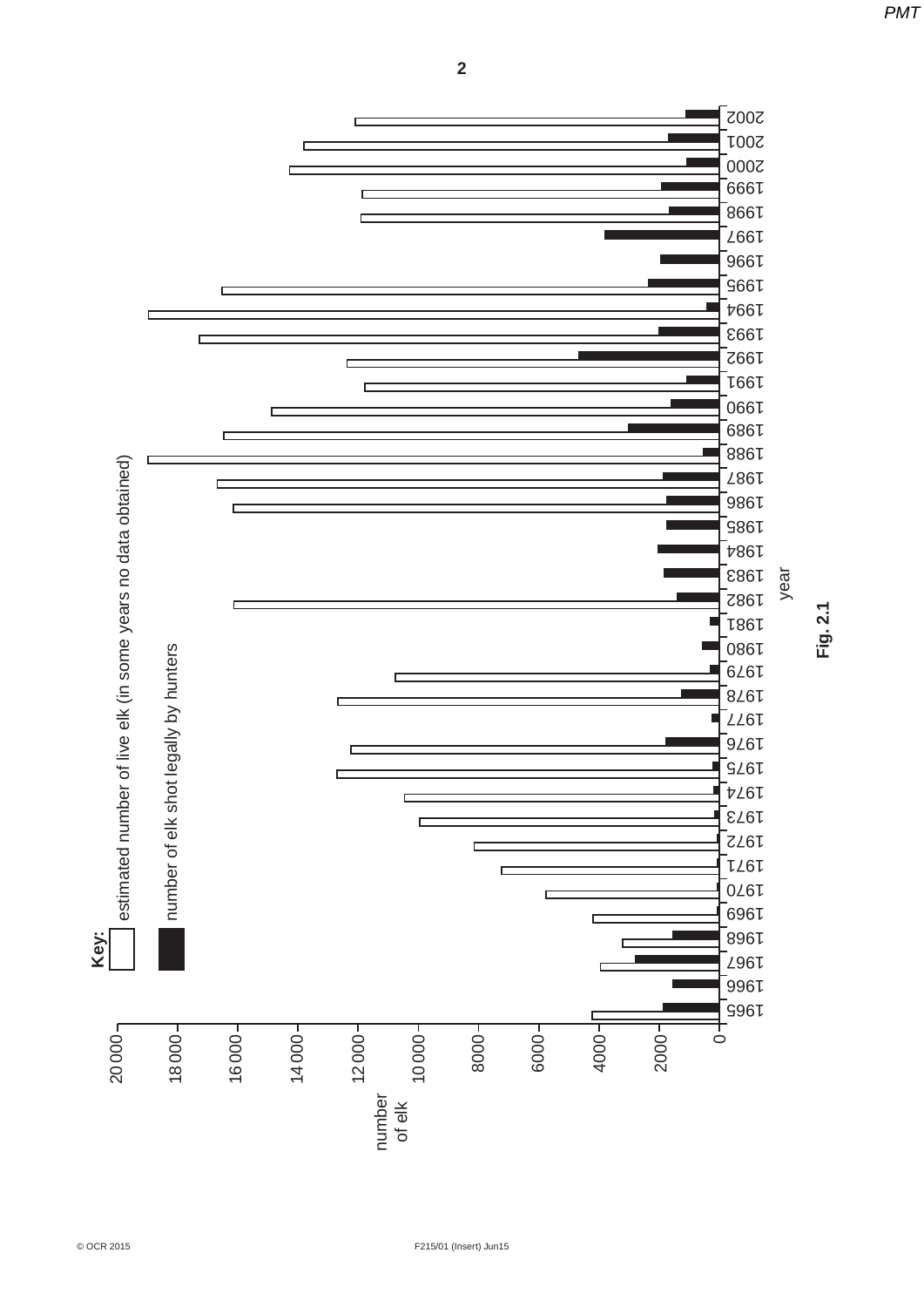**Key:**

estimated number of live elk (in some years no data obtained)

number of elk shot legally by hunters

number of elk

year

**Fig. 2.1**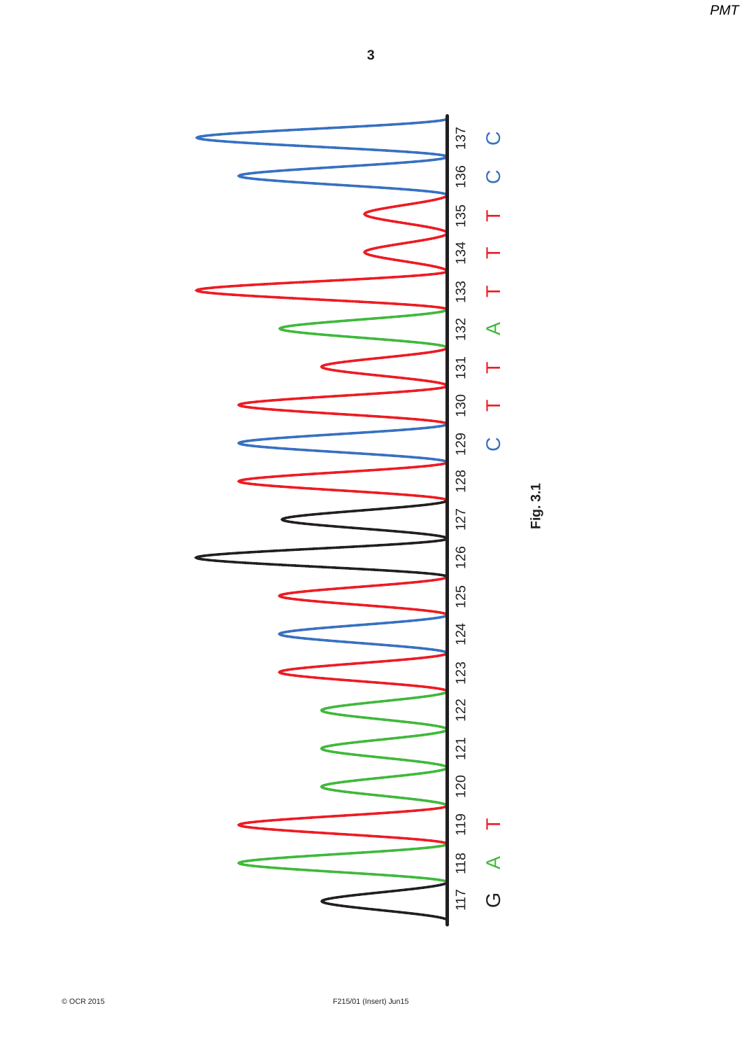117 118 119 120 121 122 123 124 125 126 127 128 129 130 131 132 133 134 135 136 137

G A T C T T A T T T C C

Fig. 3.1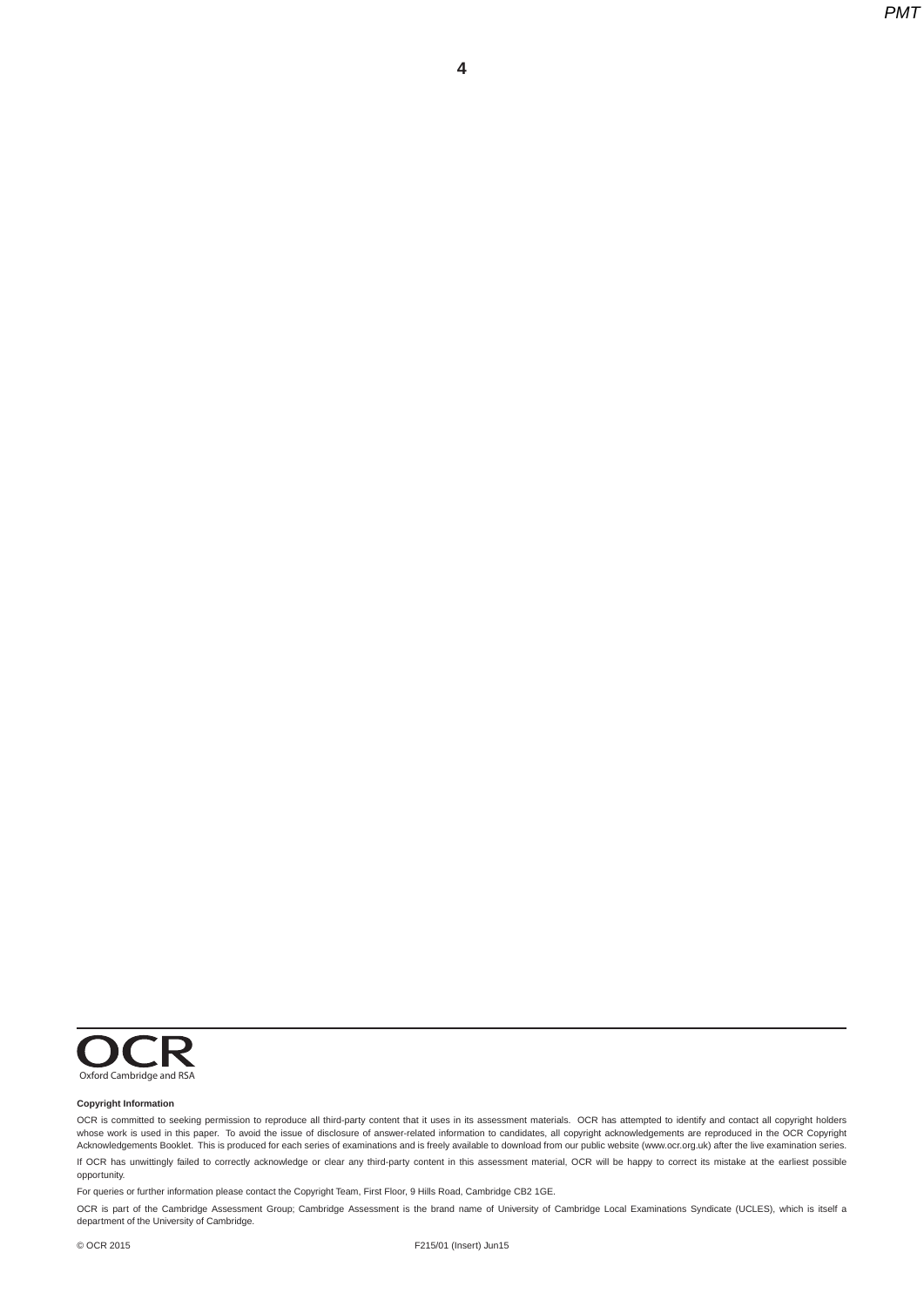OCR

Oxford Cambridge and RSA

**Copyright Information**

OCR is committed to seeking permission to reproduce all third-party content that it uses in its assessment materials. OCR has attempted to identify and contact all copyright holders whose work is used in this paper. To avoid the issue of disclosure of answer-related information to candidates, all copyright acknowledgements are reproduced in the OCR Copyright Acknowledgements Booklet. This is produced for each series of examinations and is freely available to download from our public website (www.ocr.org.uk) after the live examination series.

If OCR has unwittingly failed to correctly acknowledge or clear any third-party content in this assessment material, OCR will be happy to correct its mistake at the earliest possible opportunity.

For queries or further information please contact the Copyright Team, First Floor, 9 Hills Road, Cambridge CB2 1GE.

OCR is part of the Cambridge Assessment Group; Cambridge Assessment is the brand name of University of Cambridge Local Examinations Syndicate (UCLES), which is itself a department of the University of Cambridge.

© OCR 2015

F215/01 (Insert) Jun15